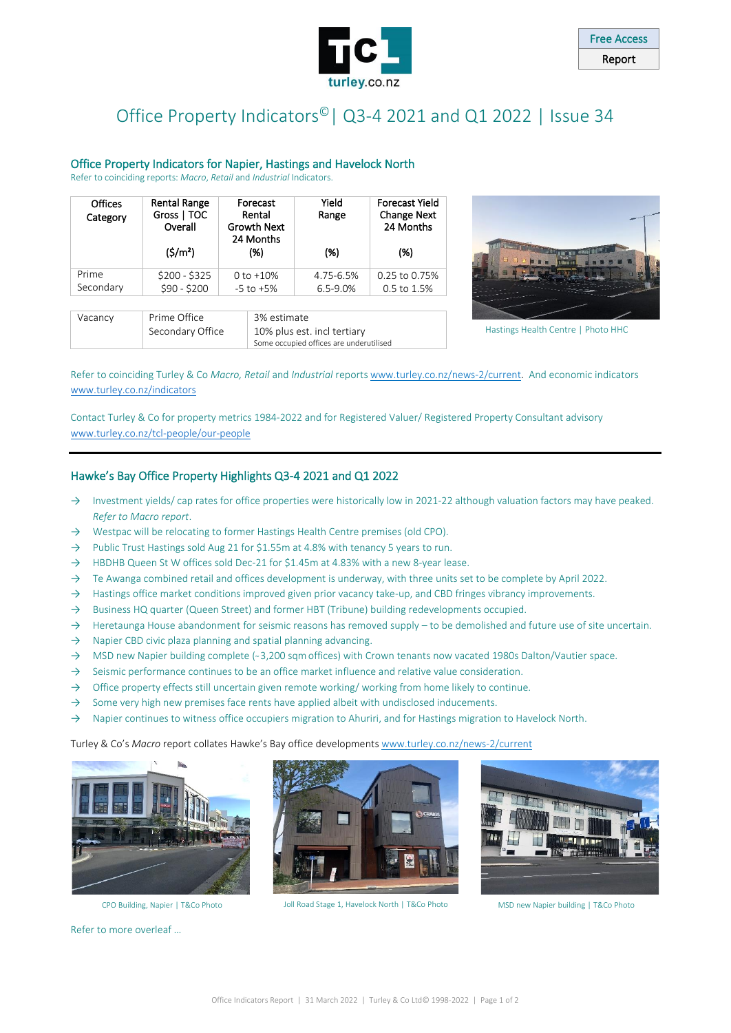Free Access Report

# Office Property Indicators© | Q3-4 2021 and Q1 2022 | Issue 34

## Office Property Indicators for Napier, Hastings and Havelock North

Refer to coinciding reports: *Macro*, *Retail* and *Industrial* Indicators.

| Offices Category | Rental Range Gross \| TOC Overall ($/m²) | Forecast Rental Growth Next 24 Months (%) | Yield Range (%) | Forecast Yield Change Next 24 Months (%) |
|---|---|---|---|---|
| Prime | $200 - $325 | 0 to +10% | 4.75-6.5% | 0.25 to 0.75% |
| Secondary | $90 - $200 | -5 to +5% | 6.5-9.0% | 0.5 to 1.5% |

| Vacancy | | |
|---|---|---|
| | Prime Office | 3% estimate |
| | Secondary Office | 10% plus est. incl tertiary<br>Some occupied offices are underutilised |

Hastings Health Centre | Photo HHC

Refer to coinciding Turley & Co *Macro*, *Retail* and *Industrial* reports www.turley.co.nz/news-2/current. And economic indicators www.turley.co.nz/indicators

Contact Turley & Co for property metrics 1984-2022 and for Registered Valuer/ Registered Property Consultant advisory www.turley.co.nz/tcl-people/our-people

## Hawke's Bay Office Property Highlights Q3-4 2021 and Q1 2022

- Investment yields/ cap rates for office properties were historically low in 2021-22 although valuation factors may have peaked. *Refer to Macro report*.
- Westpac will be relocating to former Hastings Health Centre premises (old CPO).
- Public Trust Hastings sold Aug 21 for $1.55m at 4.8% with tenancy 5 years to run.
- HBDHB Queen St W offices sold Dec-21 for $1.45m at 4.83% with a new 8-year lease.
- Te Awanga combined retail and offices development is underway, with three units set to be complete by April 2022.
- Hastings office market conditions improved given prior vacancy take-up, and CBD fringes vibrancy improvements.
- Business HQ quarter (Queen Street) and former HBT (Tribune) building redevelopments occupied.
- Heretaunga House abandonment for seismic reasons has removed supply – to be demolished and future use of site uncertain.
- Napier CBD civic plaza planning and spatial planning advancing.
- MSD new Napier building complete (~3,200 sqm offices) with Crown tenants now vacated 1980s Dalton/Vautier space.
- Seismic performance continues to be an office market influence and relative value consideration.
- Office property effects still uncertain given remote working/ working from home likely to continue.
- Some very high new premises face rents have applied albeit with undisclosed inducements.
- Napier continues to witness office occupiers migration to Ahuriri, and for Hastings migration to Havelock North.

Turley & Co's *Macro* report collates Hawke's Bay office developments www.turley.co.nz/news-2/current

CPO Building, Napier | T&Co Photo

Joll Road Stage 1, Havelock North | T&Co Photo

MSD new Napier building | T&Co Photo

Refer to more overleaf …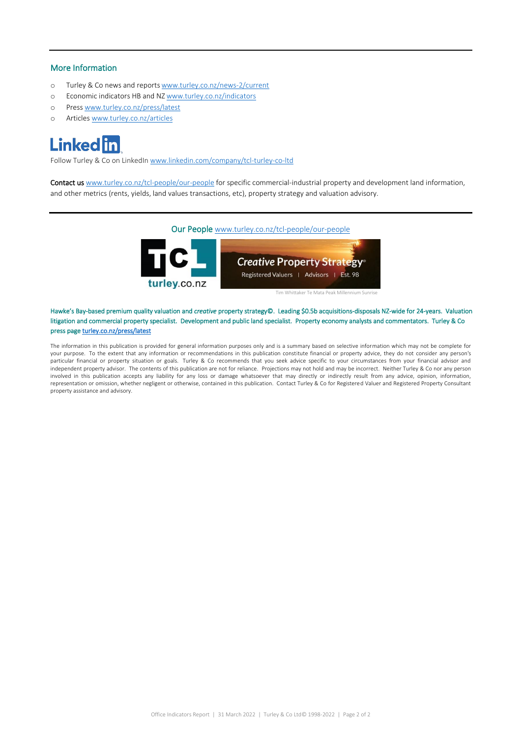## More Information

- Turley & Co news and reports www.turley.co.nz/news-2/current
- Economic indicators HB and NZ www.turley.co.nz/indicators
- Press www.turley.co.nz/press/latest
- Articles www.turley.co.nz/articles

LinkedIn

Follow Turley & Co on LinkedIn www.linkedin.com/company/tcl-turley-co-ltd

**Contact us** www.turley.co.nz/tcl-people/our-people for specific commercial-industrial property and development land information, and other metrics (rents, yields, land values transactions, etc), property strategy and valuation advisory.

Our People www.turley.co.nz/tcl-people/our-people

turley.co.nz

Creative Property Strategy©

Registered Valuers | Advisors | Est. 98

Tim Whittaker Te Mata Peak Millennium Sunrise

Hawke's Bay-based premium quality valuation and *creative* property strategy©. Leading $0.5b acquisitions-disposals NZ-wide for 24-years. Valuation litigation and commercial property specialist. Development and public land specialist. Property economy analysts and commentators. Turley & Co press page turley.co.nz/press/latest

The information in this publication is provided for general information purposes only and is a summary based on selective information which may not be complete for your purpose. To the extent that any information or recommendations in this publication constitute financial or property advice, they do not consider any person's particular financial or property situation or goals. Turley & Co recommends that you seek advice specific to your circumstances from your financial advisor and independent property advisor. The contents of this publication are not for reliance. Projections may not hold and may be incorrect. Neither Turley & Co nor any person involved in this publication accepts any liability for any loss or damage whatsoever that may directly or indirectly result from any advice, opinion, information, representation or omission, whether negligent or otherwise, contained in this publication. Contact Turley & Co for Registered Valuer and Registered Property Consultant property assistance and advisory.